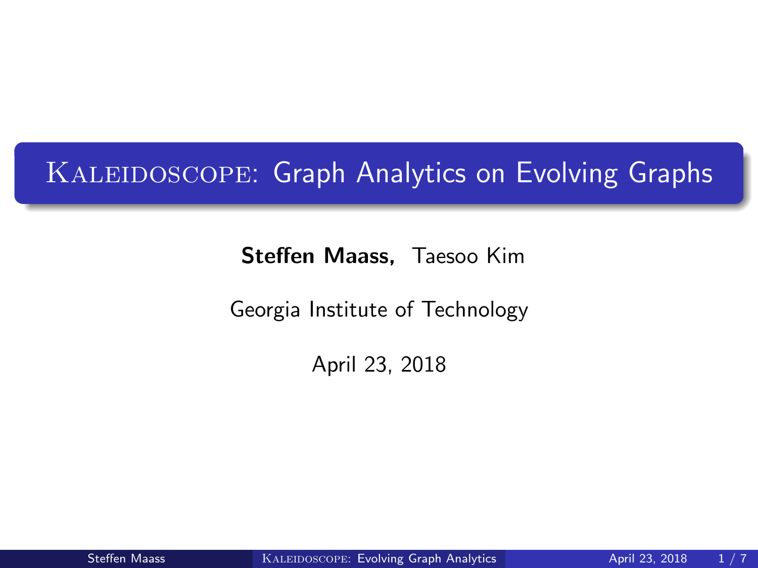# Kaleidoscope: Graph Analytics on Evolving Graphs

**Steffen Maass,** Taesoo Kim

Georgia Institute of Technology

April 23, 2018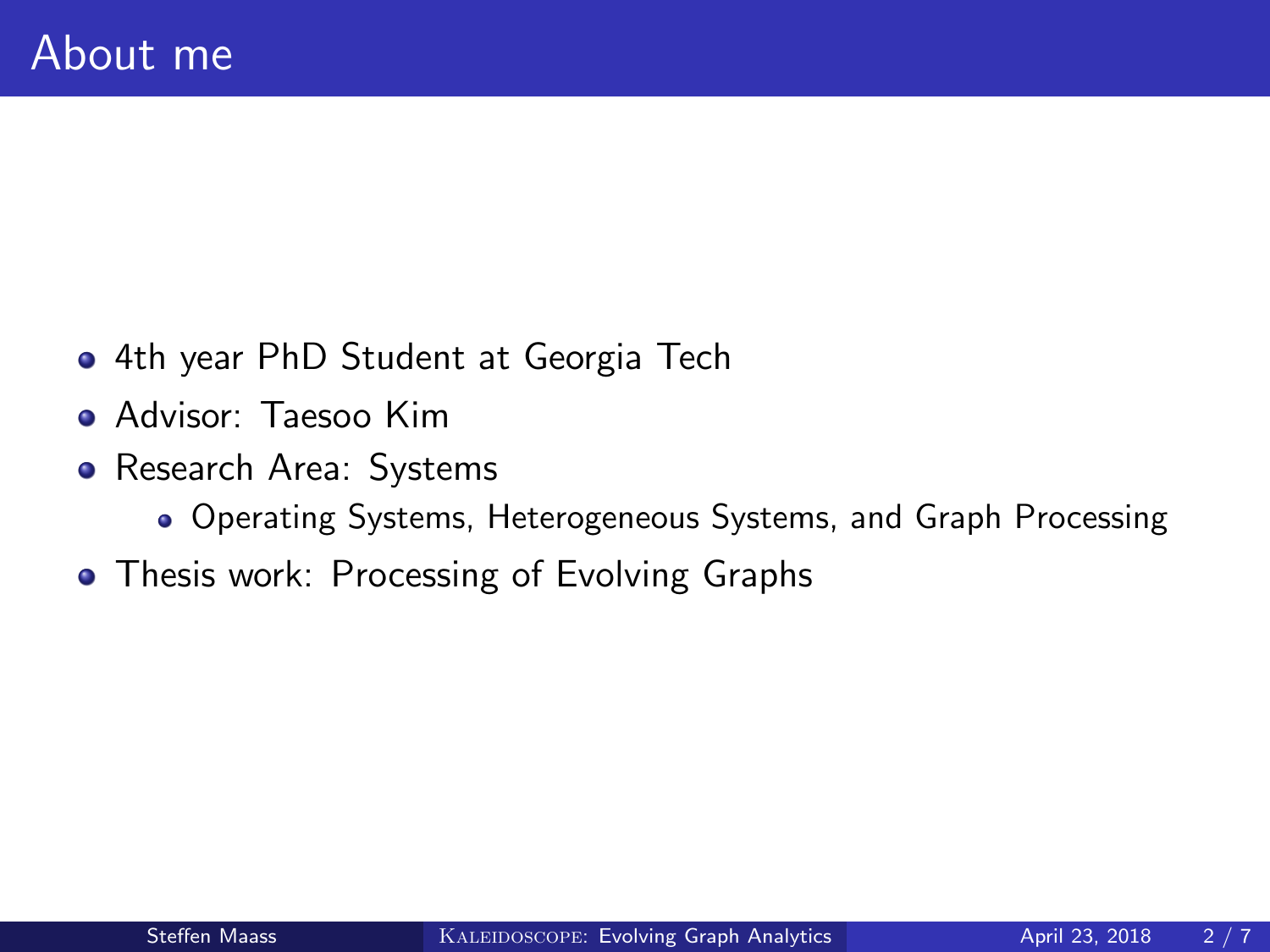# About me

- 4th year PhD Student at Georgia Tech
- Advisor: Taesoo Kim
- Research Area: Systems
  - Operating Systems, Heterogeneous Systems, and Graph Processing
- Thesis work: Processing of Evolving Graphs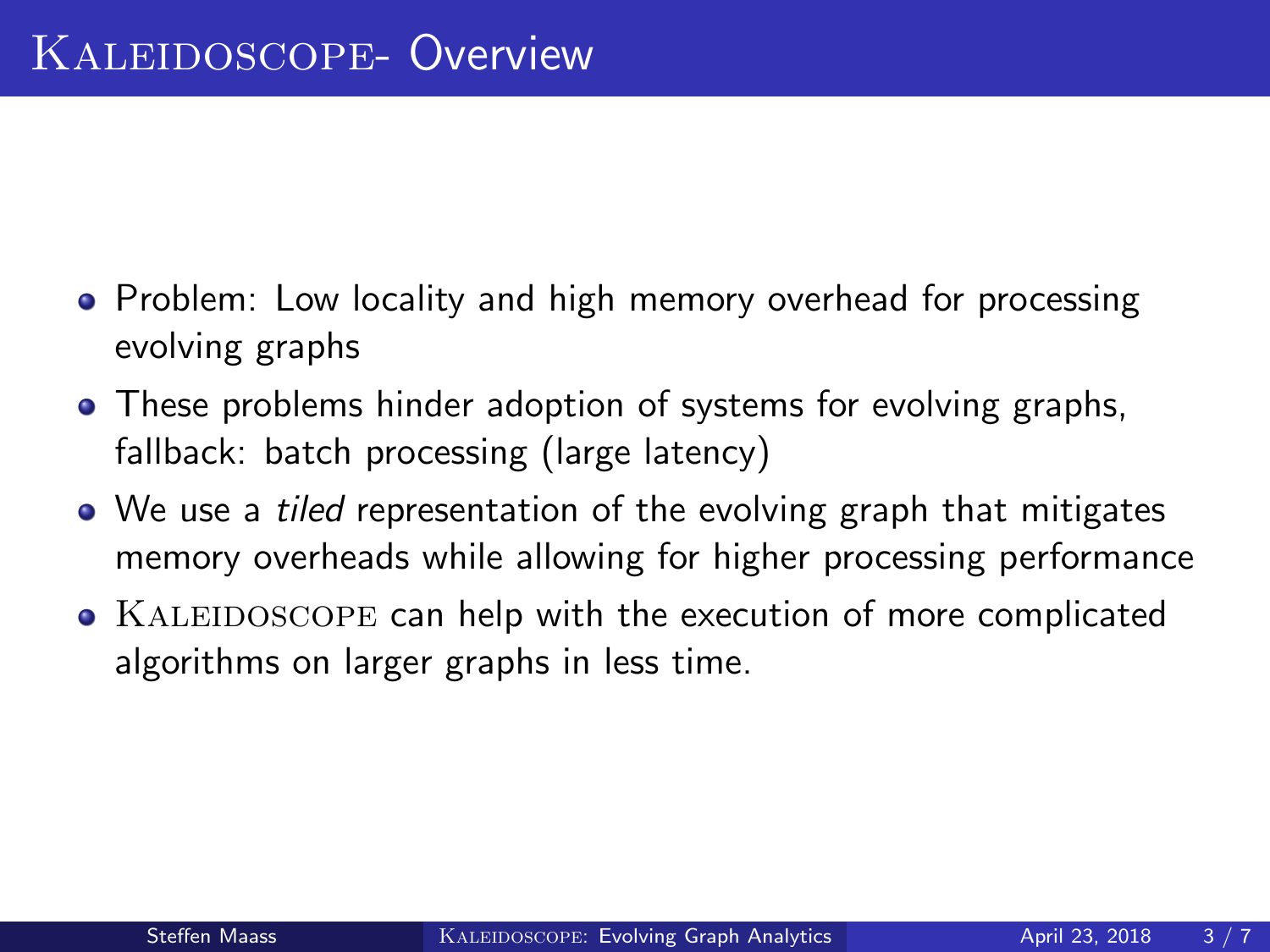# Kaleidoscope- Overview

- Problem: Low locality and high memory overhead for processing evolving graphs
- These problems hinder adoption of systems for evolving graphs, fallback: batch processing (large latency)
- We use a *tiled* representation of the evolving graph that mitigates memory overheads while allowing for higher processing performance
- Kaleidoscope can help with the execution of more complicated algorithms on larger graphs in less time.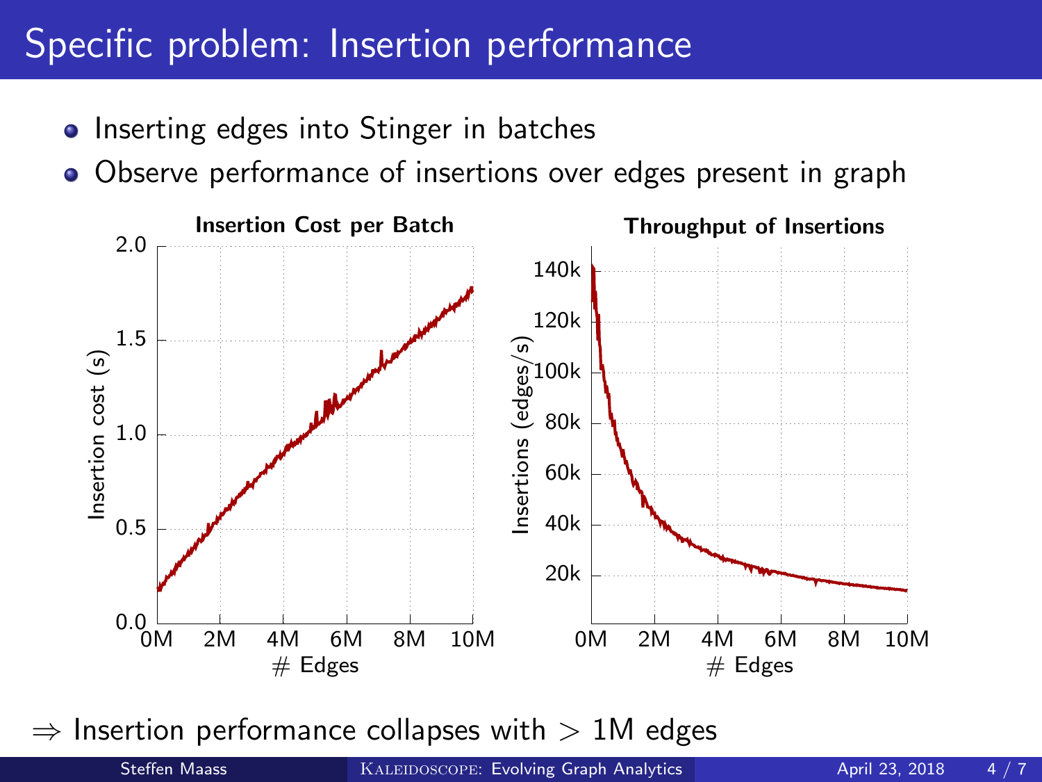# Specific problem: Insertion performance

- Inserting edges into Stinger in batches
- Observe performance of insertions over edges present in graph

**Insertion Cost per Batch**

**Throughput of Insertions**

$\Rightarrow$ Insertion performance collapses with $> 1$M edges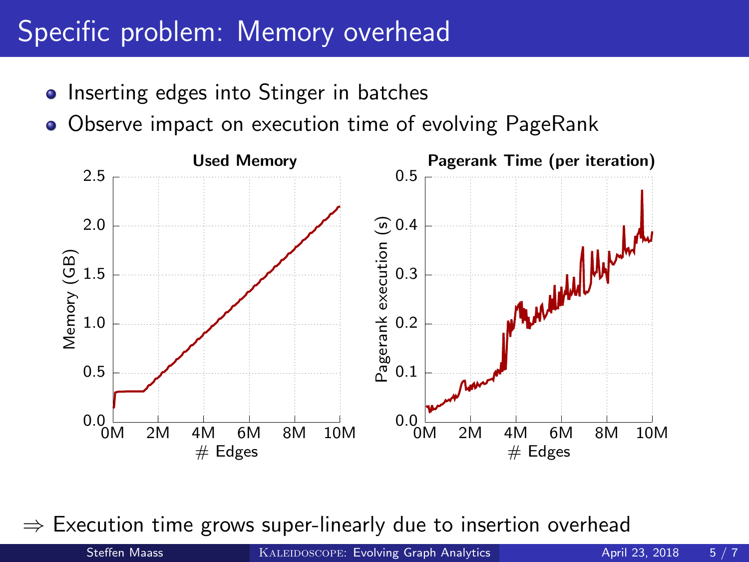# Specific problem: Memory overhead

- Inserting edges into Stinger in batches
- Observe impact on execution time of evolving PageRank

**Used Memory**

**Pagerank Time (per iteration)**

$\Rightarrow$ Execution time grows super-linearly due to insertion overhead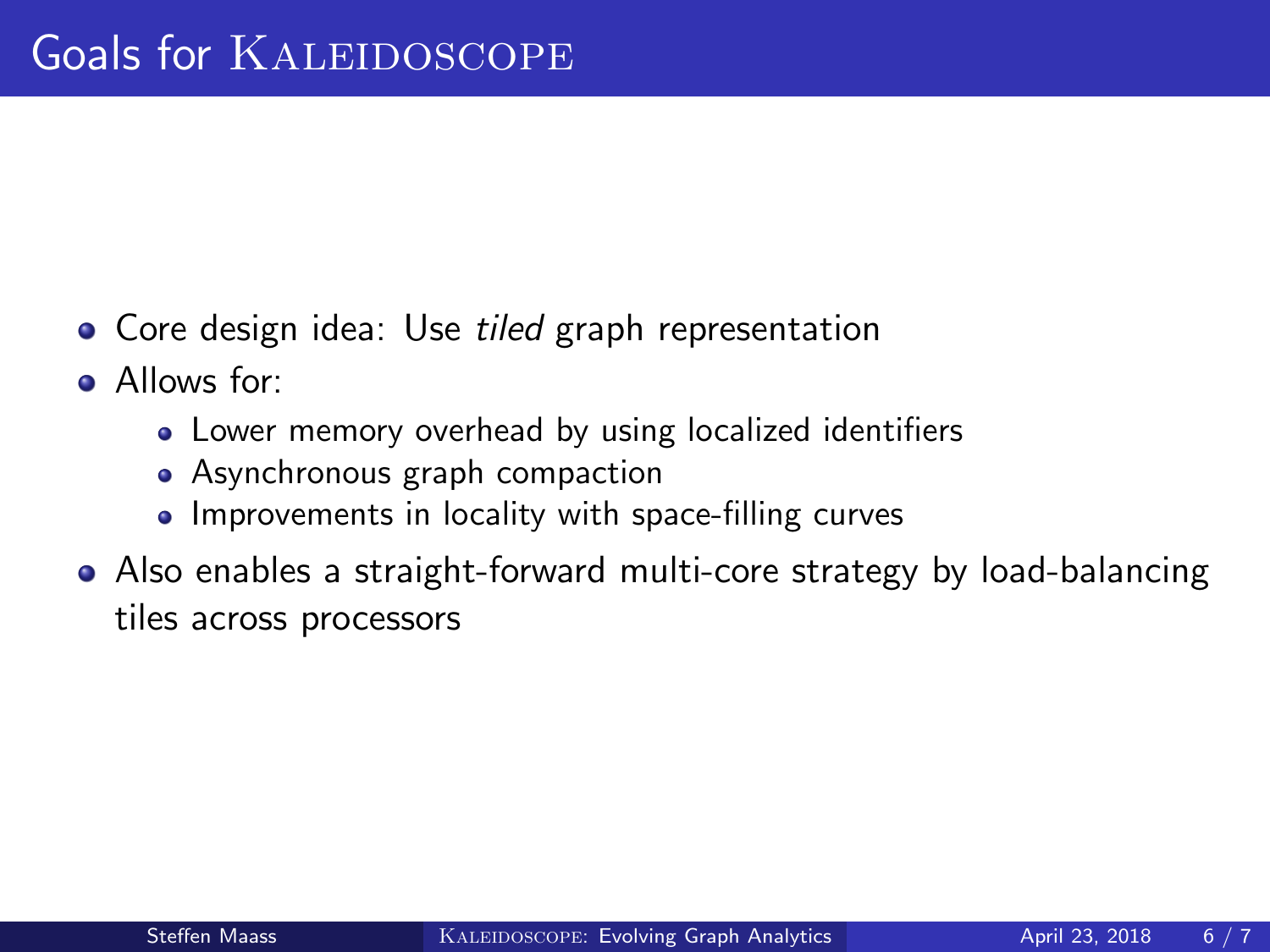# Goals for KALEIDOSCOPE

- Core design idea: Use *tiled* graph representation
- Allows for:
  - Lower memory overhead by using localized identifiers
  - Asynchronous graph compaction
  - Improvements in locality with space-filling curves
- Also enables a straight-forward multi-core strategy by load-balancing tiles across processors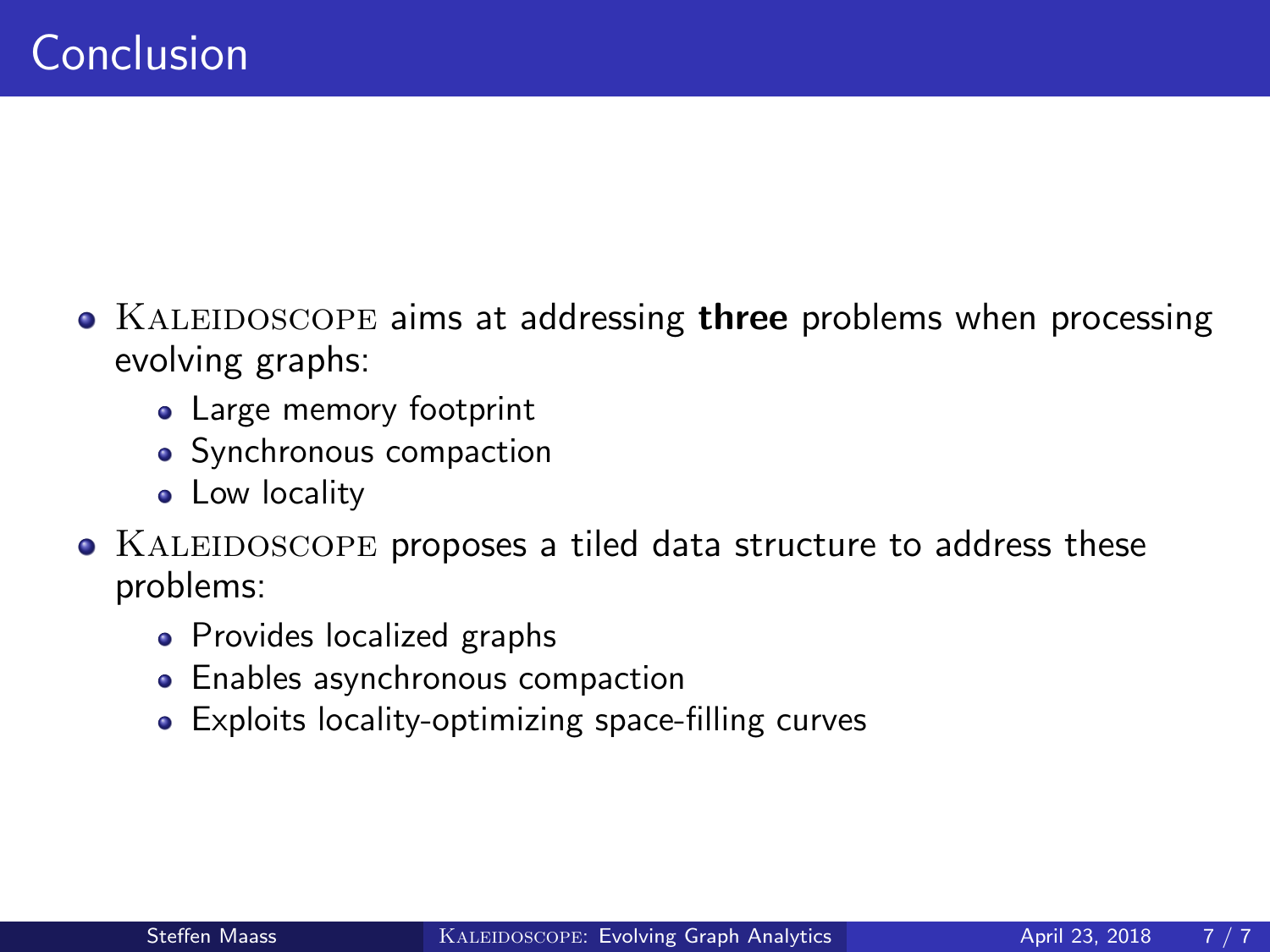# Conclusion

- KALEIDOSCOPE aims at addressing **three** problems when processing evolving graphs:
  - Large memory footprint
  - Synchronous compaction
  - Low locality
- KALEIDOSCOPE proposes a tiled data structure to address these problems:
  - Provides localized graphs
  - Enables asynchronous compaction
  - Exploits locality-optimizing space-filling curves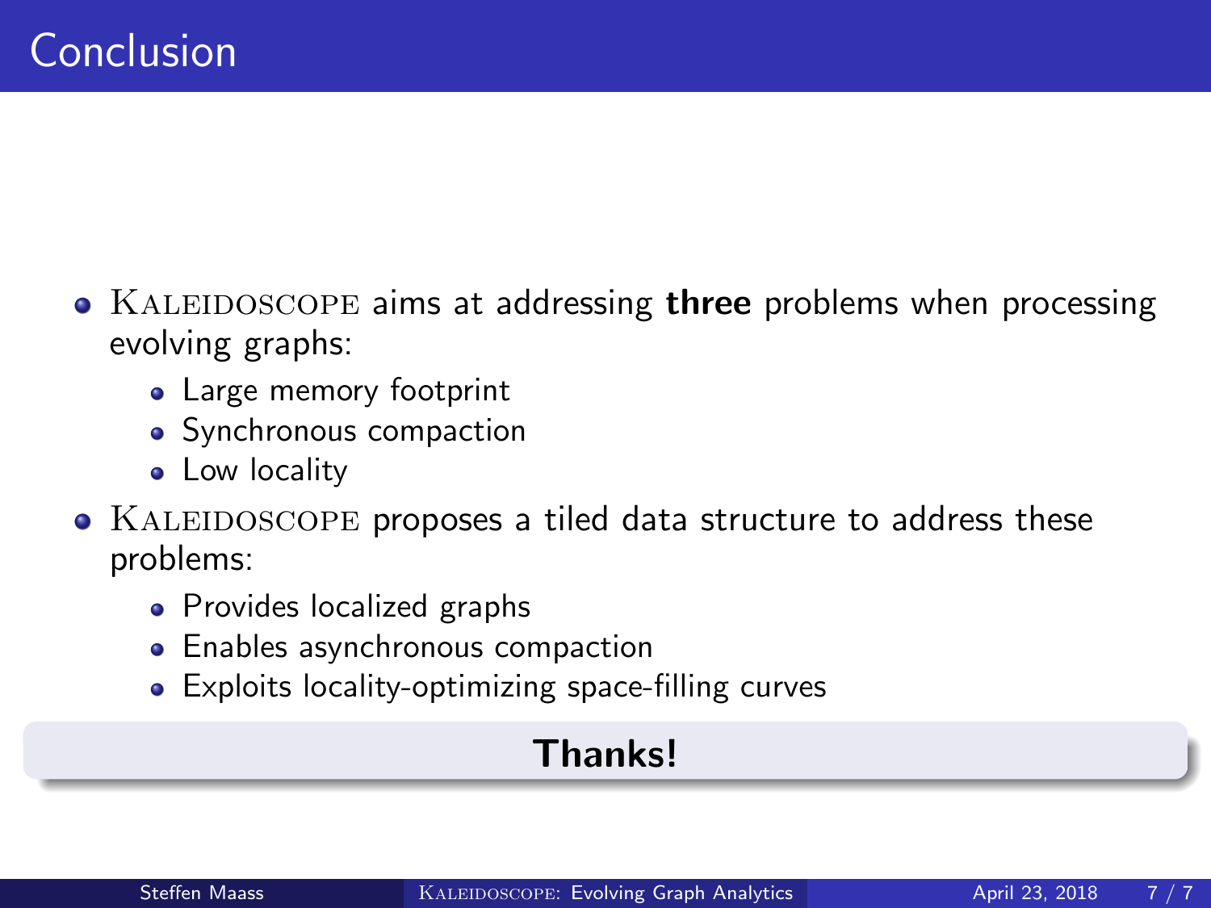# Conclusion

- KALEIDOSCOPE aims at addressing **three** problems when processing evolving graphs:
  - Large memory footprint
  - Synchronous compaction
  - Low locality
- KALEIDOSCOPE proposes a tiled data structure to address these problems:
  - Provides localized graphs
  - Enables asynchronous compaction
  - Exploits locality-optimizing space-filling curves

**Thanks!**